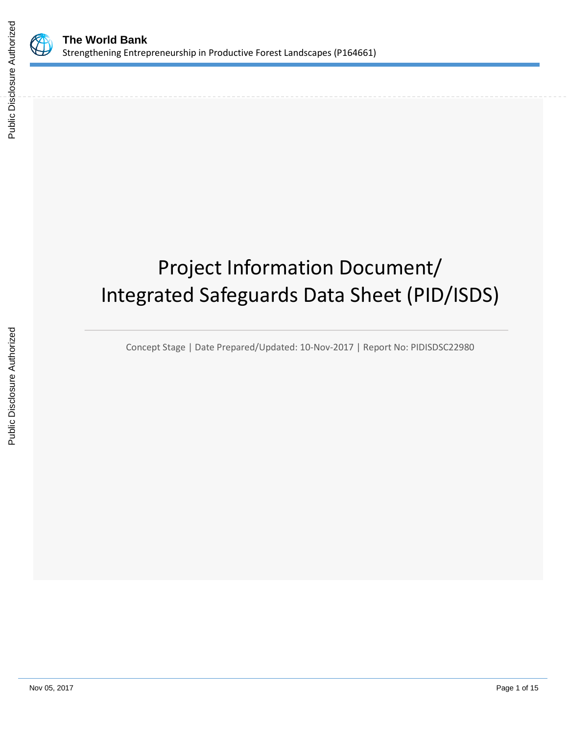**The World Bank**
Strengthening Entrepreneurship in Productive Forest Landscapes (P164661)

# Project Information Document/ Integrated Safeguards Data Sheet (PID/ISDS)

Concept Stage | Date Prepared/Updated: 10-Nov-2017 | Report No: PIDISDSC22980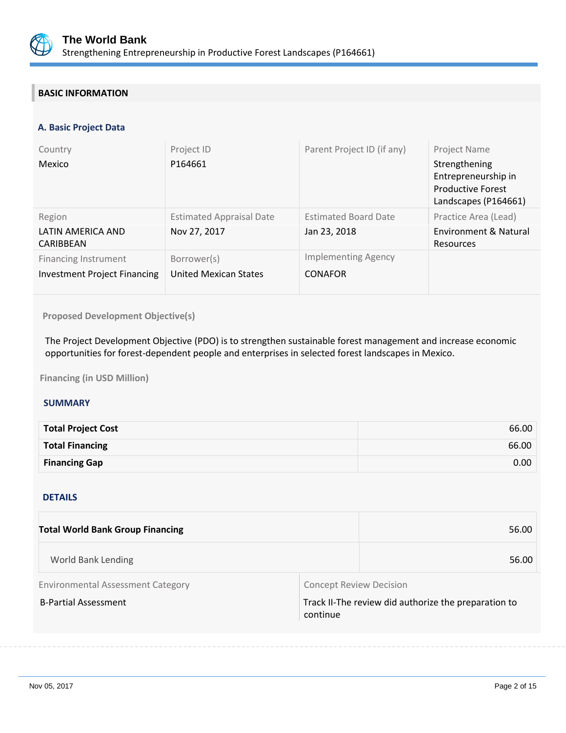## BASIC INFORMATION

### A. Basic Project Data

| Country | Project ID | Parent Project ID (if any) | Project Name |
|---|---|---|---|
| Mexico | P164661 | | Strengthening Entrepreneurship in Productive Forest Landscapes (P164661) |
| **Region** | **Estimated Appraisal Date** | **Estimated Board Date** | **Practice Area (Lead)** |
| LATIN AMERICA AND CARIBBEAN | Nov 27, 2017 | Jan 23, 2018 | Environment & Natural Resources |
| **Financing Instrument** | **Borrower(s)** | **Implementing Agency** | |
| Investment Project Financing | United Mexican States | CONAFOR | |

**Proposed Development Objective(s)**

The Project Development Objective (PDO) is to strengthen sustainable forest management and increase economic opportunities for forest-dependent people and enterprises in selected forest landscapes in Mexico.

**Financing (in USD Million)**

**SUMMARY**

| | |
|---|---|
| **Total Project Cost** | 66.00 |
| **Total Financing** | 66.00 |
| **Financing Gap** | 0.00 |

**DETAILS**

| | |
|---|---|
| **Total World Bank Group Financing** | 56.00 |
| World Bank Lending | 56.00 |

| Environmental Assessment Category | Concept Review Decision |
|---|---|
| B-Partial Assessment | Track II-The review did authorize the preparation to continue |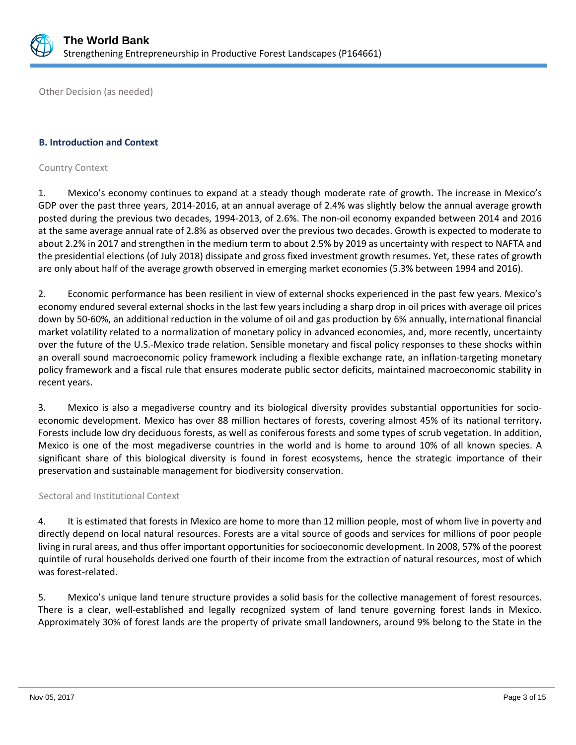Other Decision (as needed)

## B. Introduction and Context

### Country Context

1. Mexico's economy continues to expand at a steady though moderate rate of growth. The increase in Mexico's GDP over the past three years, 2014-2016, at an annual average of 2.4% was slightly below the annual average growth posted during the previous two decades, 1994-2013, of 2.6%. The non-oil economy expanded between 2014 and 2016 at the same average annual rate of 2.8% as observed over the previous two decades. Growth is expected to moderate to about 2.2% in 2017 and strengthen in the medium term to about 2.5% by 2019 as uncertainty with respect to NAFTA and the presidential elections (of July 2018) dissipate and gross fixed investment growth resumes. Yet, these rates of growth are only about half of the average growth observed in emerging market economies (5.3% between 1994 and 2016).

2. Economic performance has been resilient in view of external shocks experienced in the past few years. Mexico's economy endured several external shocks in the last few years including a sharp drop in oil prices with average oil prices down by 50-60%, an additional reduction in the volume of oil and gas production by 6% annually, international financial market volatility related to a normalization of monetary policy in advanced economies, and, more recently, uncertainty over the future of the U.S.-Mexico trade relation. Sensible monetary and fiscal policy responses to these shocks within an overall sound macroeconomic policy framework including a flexible exchange rate, an inflation-targeting monetary policy framework and a fiscal rule that ensures moderate public sector deficits, maintained macroeconomic stability in recent years.

3. Mexico is also a megadiverse country and its biological diversity provides substantial opportunities for socio-economic development. Mexico has over 88 million hectares of forests, covering almost 45% of its national territory**.** Forests include low dry deciduous forests, as well as coniferous forests and some types of scrub vegetation. In addition, Mexico is one of the most megadiverse countries in the world and is home to around 10% of all known species. A significant share of this biological diversity is found in forest ecosystems, hence the strategic importance of their preservation and sustainable management for biodiversity conservation.

### Sectoral and Institutional Context

4. It is estimated that forests in Mexico are home to more than 12 million people, most of whom live in poverty and directly depend on local natural resources. Forests are a vital source of goods and services for millions of poor people living in rural areas, and thus offer important opportunities for socioeconomic development. In 2008, 57% of the poorest quintile of rural households derived one fourth of their income from the extraction of natural resources, most of which was forest-related.

5. Mexico's unique land tenure structure provides a solid basis for the collective management of forest resources. There is a clear, well-established and legally recognized system of land tenure governing forest lands in Mexico. Approximately 30% of forest lands are the property of private small landowners, around 9% belong to the State in the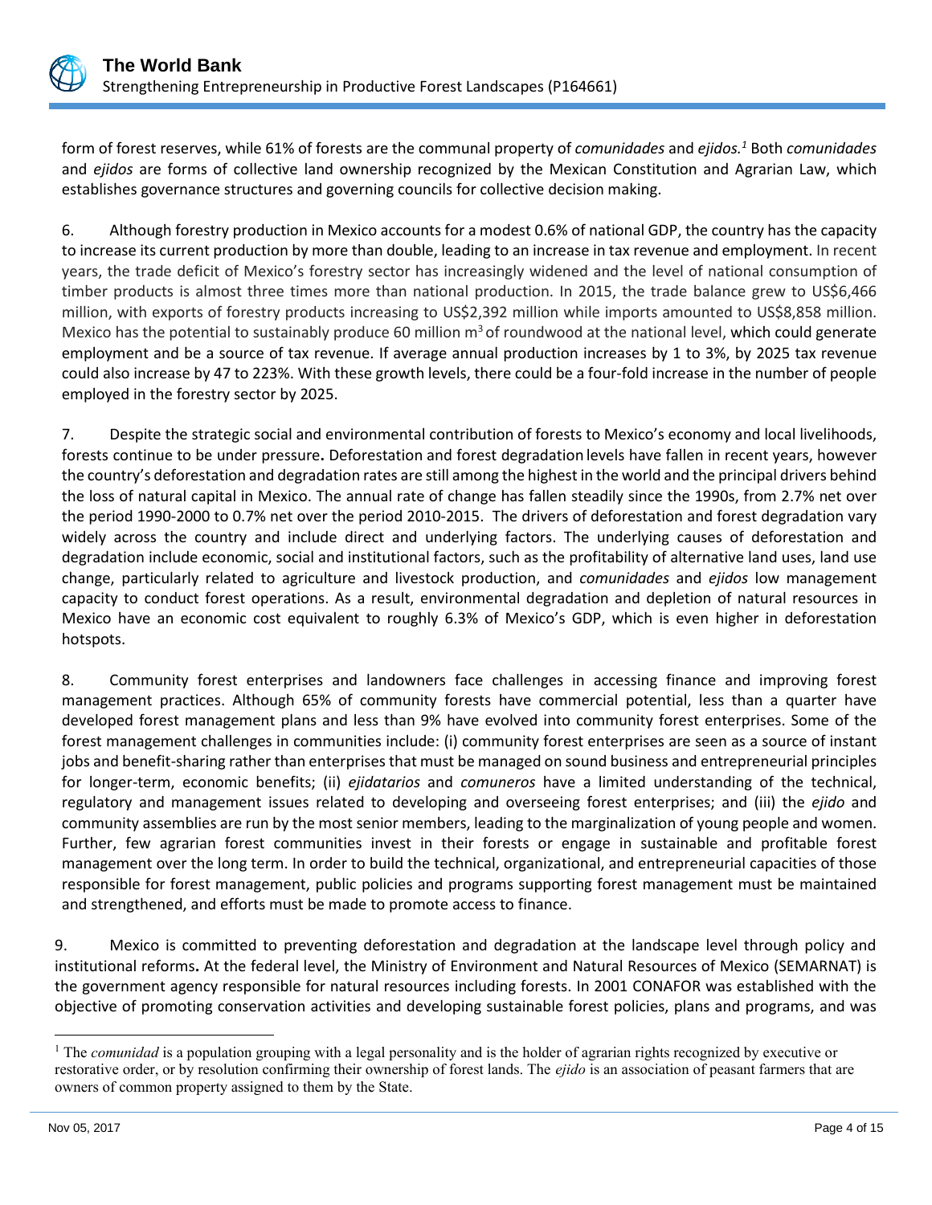form of forest reserves, while 61% of forests are the communal property of *comunidades* and *ejidos.*[1] Both *comunidades* and *ejidos* are forms of collective land ownership recognized by the Mexican Constitution and Agrarian Law, which establishes governance structures and governing councils for collective decision making.

6. Although forestry production in Mexico accounts for a modest 0.6% of national GDP, the country has the capacity to increase its current production by more than double, leading to an increase in tax revenue and employment. In recent years, the trade deficit of Mexico's forestry sector has increasingly widened and the level of national consumption of timber products is almost three times more than national production. In 2015, the trade balance grew to US$6,466 million, with exports of forestry products increasing to US$2,392 million while imports amounted to US$8,858 million. Mexico has the potential to sustainably produce 60 million $m^3$ of roundwood at the national level, which could generate employment and be a source of tax revenue. If average annual production increases by 1 to 3%, by 2025 tax revenue could also increase by 47 to 223%. With these growth levels, there could be a four-fold increase in the number of people employed in the forestry sector by 2025.

7. Despite the strategic social and environmental contribution of forests to Mexico's economy and local livelihoods, forests continue to be under pressure**.** Deforestation and forest degradation levels have fallen in recent years, however the country's deforestation and degradation rates are still among the highest in the world and the principal drivers behind the loss of natural capital in Mexico. The annual rate of change has fallen steadily since the 1990s, from 2.7% net over the period 1990-2000 to 0.7% net over the period 2010-2015. The drivers of deforestation and forest degradation vary widely across the country and include direct and underlying factors. The underlying causes of deforestation and degradation include economic, social and institutional factors, such as the profitability of alternative land uses, land use change, particularly related to agriculture and livestock production, and *comunidades* and *ejidos* low management capacity to conduct forest operations. As a result, environmental degradation and depletion of natural resources in Mexico have an economic cost equivalent to roughly 6.3% of Mexico's GDP, which is even higher in deforestation hotspots.

8. Community forest enterprises and landowners face challenges in accessing finance and improving forest management practices. Although 65% of community forests have commercial potential, less than a quarter have developed forest management plans and less than 9% have evolved into community forest enterprises. Some of the forest management challenges in communities include: (i) community forest enterprises are seen as a source of instant jobs and benefit-sharing rather than enterprises that must be managed on sound business and entrepreneurial principles for longer-term, economic benefits; (ii) *ejidatarios* and *comuneros* have a limited understanding of the technical, regulatory and management issues related to developing and overseeing forest enterprises; and (iii) the *ejido* and community assemblies are run by the most senior members, leading to the marginalization of young people and women. Further, few agrarian forest communities invest in their forests or engage in sustainable and profitable forest management over the long term. In order to build the technical, organizational, and entrepreneurial capacities of those responsible for forest management, public policies and programs supporting forest management must be maintained and strengthened, and efforts must be made to promote access to finance.

9. Mexico is committed to preventing deforestation and degradation at the landscape level through policy and institutional reforms**.** At the federal level, the Ministry of Environment and Natural Resources of Mexico (SEMARNAT) is the government agency responsible for natural resources including forests. In 2001 CONAFOR was established with the objective of promoting conservation activities and developing sustainable forest policies, plans and programs, and was

---

[1] The *comunidad* is a population grouping with a legal personality and is the holder of agrarian rights recognized by executive or restorative order, or by resolution confirming their ownership of forest lands. The *ejido* is an association of peasant farmers that are owners of common property assigned to them by the State.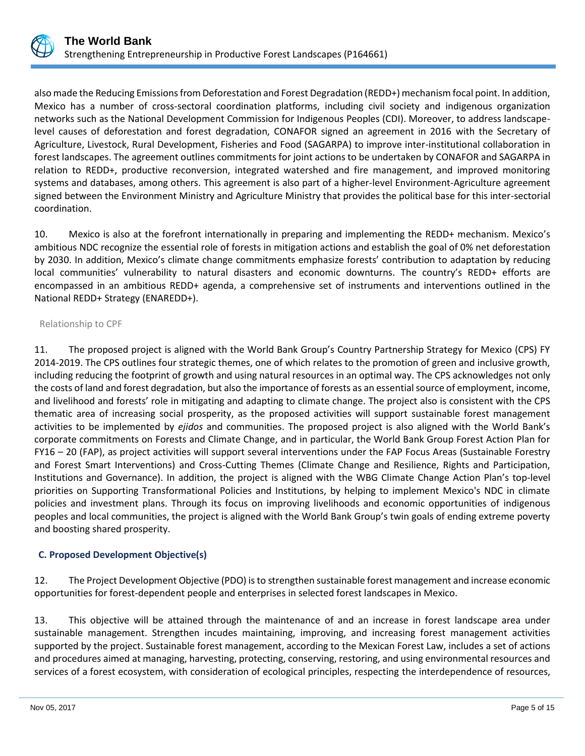also made the Reducing Emissions from Deforestation and Forest Degradation (REDD+) mechanism focal point. In addition, Mexico has a number of cross-sectoral coordination platforms, including civil society and indigenous organization networks such as the National Development Commission for Indigenous Peoples (CDI). Moreover, to address landscape-level causes of deforestation and forest degradation, CONAFOR signed an agreement in 2016 with the Secretary of Agriculture, Livestock, Rural Development, Fisheries and Food (SAGARPA) to improve inter-institutional collaboration in forest landscapes. The agreement outlines commitments for joint actions to be undertaken by CONAFOR and SAGARPA in relation to REDD+, productive reconversion, integrated watershed and fire management, and improved monitoring systems and databases, among others. This agreement is also part of a higher-level Environment-Agriculture agreement signed between the Environment Ministry and Agriculture Ministry that provides the political base for this inter-sectorial coordination.

10. Mexico is also at the forefront internationally in preparing and implementing the REDD+ mechanism. Mexico's ambitious NDC recognize the essential role of forests in mitigation actions and establish the goal of 0% net deforestation by 2030. In addition, Mexico's climate change commitments emphasize forests' contribution to adaptation by reducing local communities' vulnerability to natural disasters and economic downturns. The country's REDD+ efforts are encompassed in an ambitious REDD+ agenda, a comprehensive set of instruments and interventions outlined in the National REDD+ Strategy (ENAREDD+).

Relationship to CPF

11. The proposed project is aligned with the World Bank Group's Country Partnership Strategy for Mexico (CPS) FY 2014-2019. The CPS outlines four strategic themes, one of which relates to the promotion of green and inclusive growth, including reducing the footprint of growth and using natural resources in an optimal way. The CPS acknowledges not only the costs of land and forest degradation, but also the importance of forests as an essential source of employment, income, and livelihood and forests' role in mitigating and adapting to climate change. The project also is consistent with the CPS thematic area of increasing social prosperity, as the proposed activities will support sustainable forest management activities to be implemented by *ejidos* and communities. The proposed project is also aligned with the World Bank's corporate commitments on Forests and Climate Change, and in particular, the World Bank Group Forest Action Plan for FY16 – 20 (FAP), as project activities will support several interventions under the FAP Focus Areas (Sustainable Forestry and Forest Smart Interventions) and Cross-Cutting Themes (Climate Change and Resilience, Rights and Participation, Institutions and Governance). In addition, the project is aligned with the WBG Climate Change Action Plan's top-level priorities on Supporting Transformational Policies and Institutions, by helping to implement Mexico's NDC in climate policies and investment plans. Through its focus on improving livelihoods and economic opportunities of indigenous peoples and local communities, the project is aligned with the World Bank Group's twin goals of ending extreme poverty and boosting shared prosperity.

### C. Proposed Development Objective(s)

12. The Project Development Objective (PDO) is to strengthen sustainable forest management and increase economic opportunities for forest-dependent people and enterprises in selected forest landscapes in Mexico.

13. This objective will be attained through the maintenance of and an increase in forest landscape area under sustainable management. Strengthen incudes maintaining, improving, and increasing forest management activities supported by the project. Sustainable forest management, according to the Mexican Forest Law, includes a set of actions and procedures aimed at managing, harvesting, protecting, conserving, restoring, and using environmental resources and services of a forest ecosystem, with consideration of ecological principles, respecting the interdependence of resources,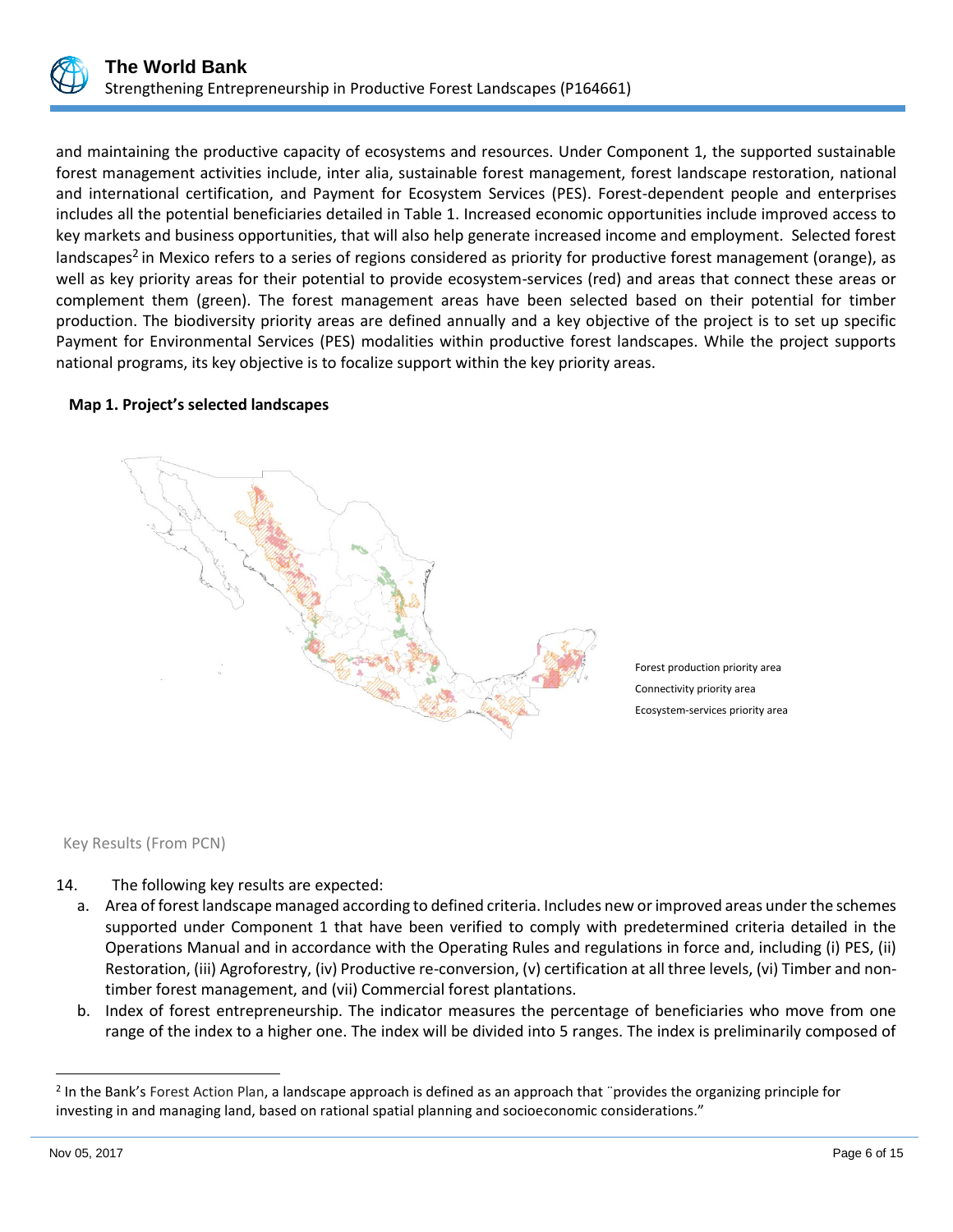and maintaining the productive capacity of ecosystems and resources. Under Component 1, the supported sustainable forest management activities include, inter alia, sustainable forest management, forest landscape restoration, national and international certification, and Payment for Ecosystem Services (PES). Forest-dependent people and enterprises includes all the potential beneficiaries detailed in Table 1. Increased economic opportunities include improved access to key markets and business opportunities, that will also help generate increased income and employment. Selected forest landscapes[2] in Mexico refers to a series of regions considered as priority for productive forest management (orange), as well as key priority areas for their potential to provide ecosystem-services (red) and areas that connect these areas or complement them (green). The forest management areas have been selected based on their potential for timber production. The biodiversity priority areas are defined annually and a key objective of the project is to set up specific Payment for Environmental Services (PES) modalities within productive forest landscapes. While the project supports national programs, its key objective is to focalize support within the key priority areas.

**Map 1. Project's selected landscapes**

Forest production priority area
Connectivity priority area
Ecosystem-services priority area

Key Results (From PCN)

14. The following key results are expected:

   a. Area of forest landscape managed according to defined criteria. Includes new or improved areas under the schemes supported under Component 1 that have been verified to comply with predetermined criteria detailed in the Operations Manual and in accordance with the Operating Rules and regulations in force and, including (i) PES, (ii) Restoration, (iii) Agroforestry, (iv) Productive re-conversion, (v) certification at all three levels, (vi) Timber and non-timber forest management, and (vii) Commercial forest plantations.
   b. Index of forest entrepreneurship. The indicator measures the percentage of beneficiaries who move from one range of the index to a higher one. The index will be divided into 5 ranges. The index is preliminarily composed of

[2] In the Bank's Forest Action Plan, a landscape approach is defined as an approach that ¨provides the organizing principle for investing in and managing land, based on rational spatial planning and socioeconomic considerations."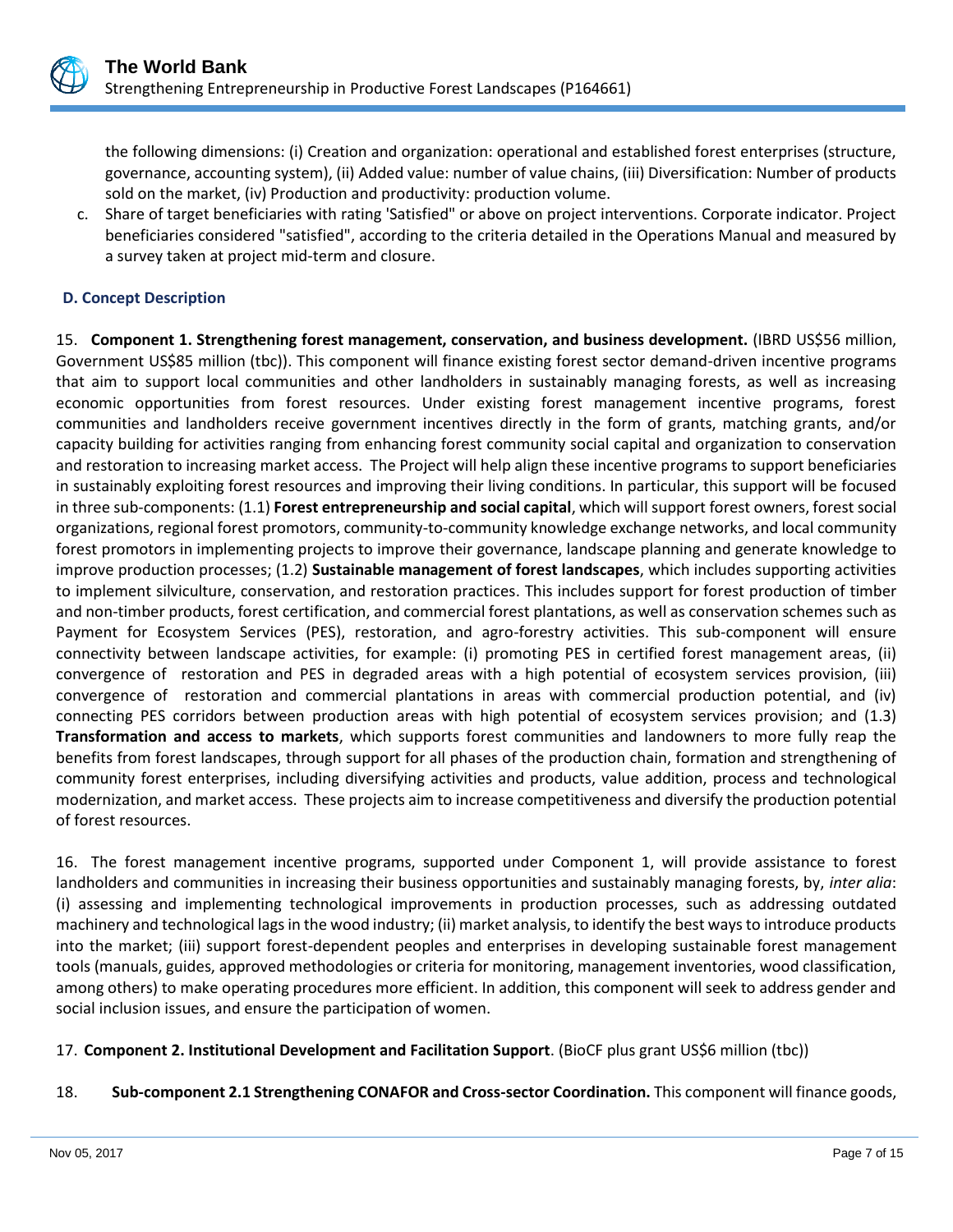the following dimensions: (i) Creation and organization: operational and established forest enterprises (structure, governance, accounting system), (ii) Added value: number of value chains, (iii) Diversification: Number of products sold on the market, (iv) Production and productivity: production volume.

c. Share of target beneficiaries with rating 'Satisfied" or above on project interventions. Corporate indicator. Project beneficiaries considered "satisfied", according to the criteria detailed in the Operations Manual and measured by a survey taken at project mid-term and closure.

### D. Concept Description

15. **Component 1. Strengthening forest management, conservation, and business development.** (IBRD US$56 million, Government US$85 million (tbc)). This component will finance existing forest sector demand-driven incentive programs that aim to support local communities and other landholders in sustainably managing forests, as well as increasing economic opportunities from forest resources. Under existing forest management incentive programs, forest communities and landholders receive government incentives directly in the form of grants, matching grants, and/or capacity building for activities ranging from enhancing forest community social capital and organization to conservation and restoration to increasing market access. The Project will help align these incentive programs to support beneficiaries in sustainably exploiting forest resources and improving their living conditions. In particular, this support will be focused in three sub-components: (1.1) **Forest entrepreneurship and social capital**, which will support forest owners, forest social organizations, regional forest promotors, community-to-community knowledge exchange networks, and local community forest promotors in implementing projects to improve their governance, landscape planning and generate knowledge to improve production processes; (1.2) **Sustainable management of forest landscapes**, which includes supporting activities to implement silviculture, conservation, and restoration practices. This includes support for forest production of timber and non-timber products, forest certification, and commercial forest plantations, as well as conservation schemes such as Payment for Ecosystem Services (PES), restoration, and agro-forestry activities. This sub-component will ensure connectivity between landscape activities, for example: (i) promoting PES in certified forest management areas, (ii) convergence of restoration and PES in degraded areas with a high potential of ecosystem services provision, (iii) convergence of restoration and commercial plantations in areas with commercial production potential, and (iv) connecting PES corridors between production areas with high potential of ecosystem services provision; and (1.3) **Transformation and access to markets**, which supports forest communities and landowners to more fully reap the benefits from forest landscapes, through support for all phases of the production chain, formation and strengthening of community forest enterprises, including diversifying activities and products, value addition, process and technological modernization, and market access. These projects aim to increase competitiveness and diversify the production potential of forest resources.

16. The forest management incentive programs, supported under Component 1, will provide assistance to forest landholders and communities in increasing their business opportunities and sustainably managing forests, by, *inter alia*: (i) assessing and implementing technological improvements in production processes, such as addressing outdated machinery and technological lags in the wood industry; (ii) market analysis, to identify the best ways to introduce products into the market; (iii) support forest-dependent peoples and enterprises in developing sustainable forest management tools (manuals, guides, approved methodologies or criteria for monitoring, management inventories, wood classification, among others) to make operating procedures more efficient. In addition, this component will seek to address gender and social inclusion issues, and ensure the participation of women.

17. **Component 2. Institutional Development and Facilitation Support**. (BioCF plus grant US$6 million (tbc))

18. **Sub-component 2.1 Strengthening CONAFOR and Cross-sector Coordination.** This component will finance goods,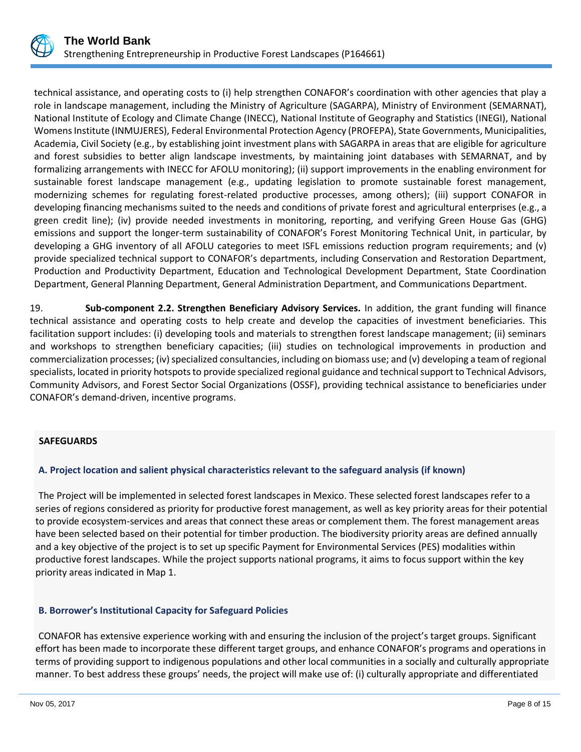technical assistance, and operating costs to (i) help strengthen CONAFOR's coordination with other agencies that play a role in landscape management, including the Ministry of Agriculture (SAGARPA), Ministry of Environment (SEMARNAT), National Institute of Ecology and Climate Change (INECC), National Institute of Geography and Statistics (INEGI), National Womens Institute (INMUJERES), Federal Environmental Protection Agency (PROFEPA), State Governments, Municipalities, Academia, Civil Society (e.g., by establishing joint investment plans with SAGARPA in areas that are eligible for agriculture and forest subsidies to better align landscape investments, by maintaining joint databases with SEMARNAT, and by formalizing arrangements with INECC for AFOLU monitoring); (ii) support improvements in the enabling environment for sustainable forest landscape management (e.g., updating legislation to promote sustainable forest management, modernizing schemes for regulating forest-related productive processes, among others); (iii) support CONAFOR in developing financing mechanisms suited to the needs and conditions of private forest and agricultural enterprises (e.g., a green credit line); (iv) provide needed investments in monitoring, reporting, and verifying Green House Gas (GHG) emissions and support the longer-term sustainability of CONAFOR's Forest Monitoring Technical Unit, in particular, by developing a GHG inventory of all AFOLU categories to meet ISFL emissions reduction program requirements; and (v) provide specialized technical support to CONAFOR's departments, including Conservation and Restoration Department, Production and Productivity Department, Education and Technological Development Department, State Coordination Department, General Planning Department, General Administration Department, and Communications Department.

19. **Sub-component 2.2. Strengthen Beneficiary Advisory Services.** In addition, the grant funding will finance technical assistance and operating costs to help create and develop the capacities of investment beneficiaries. This facilitation support includes: (i) developing tools and materials to strengthen forest landscape management; (ii) seminars and workshops to strengthen beneficiary capacities; (iii) studies on technological improvements in production and commercialization processes; (iv) specialized consultancies, including on biomass use; and (v) developing a team of regional specialists, located in priority hotspots to provide specialized regional guidance and technical support to Technical Advisors, Community Advisors, and Forest Sector Social Organizations (OSSF), providing technical assistance to beneficiaries under CONAFOR's demand-driven, incentive programs.

## SAFEGUARDS

### A. Project location and salient physical characteristics relevant to the safeguard analysis (if known)

The Project will be implemented in selected forest landscapes in Mexico. These selected forest landscapes refer to a series of regions considered as priority for productive forest management, as well as key priority areas for their potential to provide ecosystem-services and areas that connect these areas or complement them. The forest management areas have been selected based on their potential for timber production. The biodiversity priority areas are defined annually and a key objective of the project is to set up specific Payment for Environmental Services (PES) modalities within productive forest landscapes. While the project supports national programs, it aims to focus support within the key priority areas indicated in Map 1.

### B. Borrower's Institutional Capacity for Safeguard Policies

CONAFOR has extensive experience working with and ensuring the inclusion of the project's target groups. Significant effort has been made to incorporate these different target groups, and enhance CONAFOR's programs and operations in terms of providing support to indigenous populations and other local communities in a socially and culturally appropriate manner. To best address these groups' needs, the project will make use of: (i) culturally appropriate and differentiated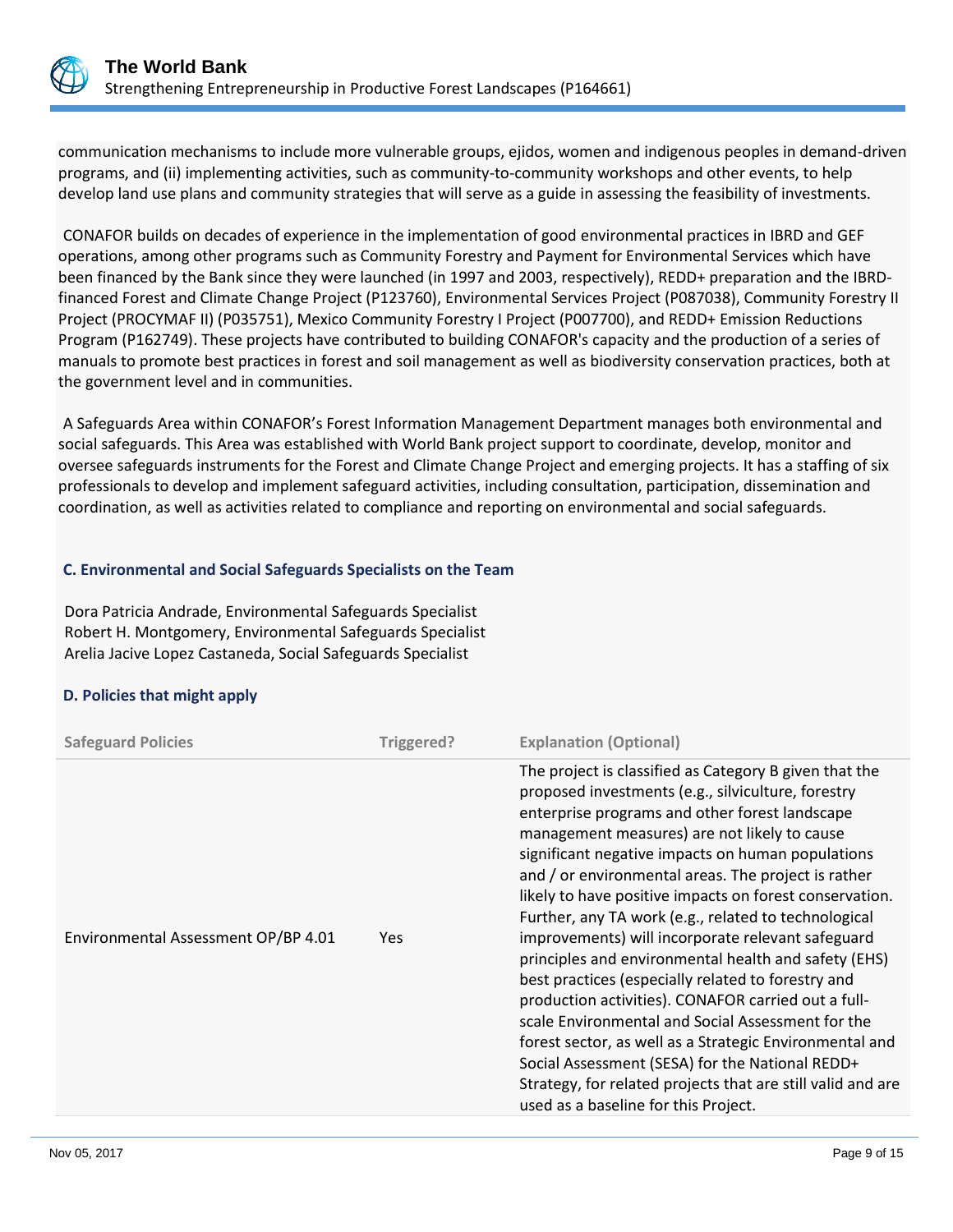communication mechanisms to include more vulnerable groups, ejidos, women and indigenous peoples in demand-driven programs, and (ii) implementing activities, such as community-to-community workshops and other events, to help develop land use plans and community strategies that will serve as a guide in assessing the feasibility of investments.

CONAFOR builds on decades of experience in the implementation of good environmental practices in IBRD and GEF operations, among other programs such as Community Forestry and Payment for Environmental Services which have been financed by the Bank since they were launched (in 1997 and 2003, respectively), REDD+ preparation and the IBRD-financed Forest and Climate Change Project (P123760), Environmental Services Project (P087038), Community Forestry II Project (PROCYMAF II) (P035751), Mexico Community Forestry I Project (P007700), and REDD+ Emission Reductions Program (P162749). These projects have contributed to building CONAFOR's capacity and the production of a series of manuals to promote best practices in forest and soil management as well as biodiversity conservation practices, both at the government level and in communities.

A Safeguards Area within CONAFOR's Forest Information Management Department manages both environmental and social safeguards. This Area was established with World Bank project support to coordinate, develop, monitor and oversee safeguards instruments for the Forest and Climate Change Project and emerging projects. It has a staffing of six professionals to develop and implement safeguard activities, including consultation, participation, dissemination and coordination, as well as activities related to compliance and reporting on environmental and social safeguards.

### C. Environmental and Social Safeguards Specialists on the Team

Dora Patricia Andrade, Environmental Safeguards Specialist
Robert H. Montgomery, Environmental Safeguards Specialist
Arelia Jacive Lopez Castaneda, Social Safeguards Specialist

### D. Policies that might apply

| Safeguard Policies | Triggered? | Explanation (Optional) |
| --- | --- | --- |
| Environmental Assessment OP/BP 4.01 | Yes | The project is classified as Category B given that the proposed investments (e.g., silviculture, forestry enterprise programs and other forest landscape management measures) are not likely to cause significant negative impacts on human populations and / or environmental areas. The project is rather likely to have positive impacts on forest conservation. Further, any TA work (e.g., related to technological improvements) will incorporate relevant safeguard principles and environmental health and safety (EHS) best practices (especially related to forestry and production activities). CONAFOR carried out a full-scale Environmental and Social Assessment for the forest sector, as well as a Strategic Environmental and Social Assessment (SESA) for the National REDD+ Strategy, for related projects that are still valid and are used as a baseline for this Project. |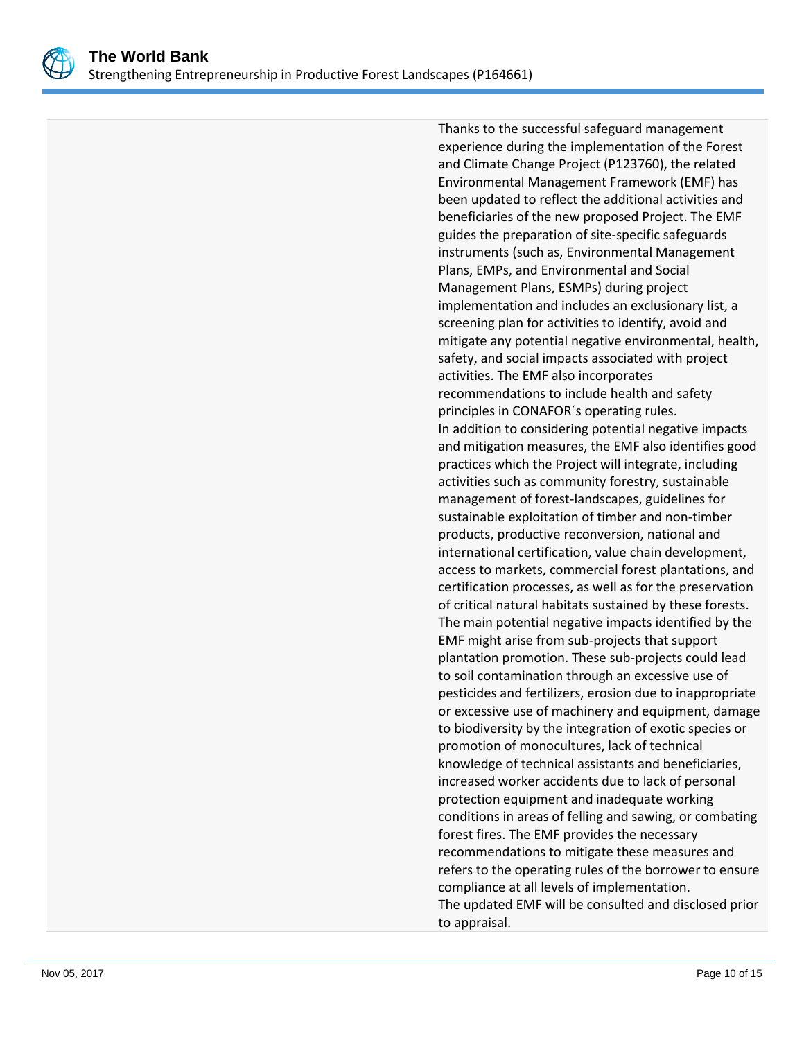Thanks to the successful safeguard management experience during the implementation of the Forest and Climate Change Project (P123760), the related Environmental Management Framework (EMF) has been updated to reflect the additional activities and beneficiaries of the new proposed Project. The EMF guides the preparation of site-specific safeguards instruments (such as, Environmental Management Plans, EMPs, and Environmental and Social Management Plans, ESMPs) during project implementation and includes an exclusionary list, a screening plan for activities to identify, avoid and mitigate any potential negative environmental, health, safety, and social impacts associated with project activities. The EMF also incorporates recommendations to include health and safety principles in CONAFOR´s operating rules.

In addition to considering potential negative impacts and mitigation measures, the EMF also identifies good practices which the Project will integrate, including activities such as community forestry, sustainable management of forest-landscapes, guidelines for sustainable exploitation of timber and non-timber products, productive reconversion, national and international certification, value chain development, access to markets, commercial forest plantations, and certification processes, as well as for the preservation of critical natural habitats sustained by these forests.

The main potential negative impacts identified by the EMF might arise from sub-projects that support plantation promotion. These sub-projects could lead to soil contamination through an excessive use of pesticides and fertilizers, erosion due to inappropriate or excessive use of machinery and equipment, damage to biodiversity by the integration of exotic species or promotion of monocultures, lack of technical knowledge of technical assistants and beneficiaries, increased worker accidents due to lack of personal protection equipment and inadequate working conditions in areas of felling and sawing, or combating forest fires. The EMF provides the necessary recommendations to mitigate these measures and refers to the operating rules of the borrower to ensure compliance at all levels of implementation.

The updated EMF will be consulted and disclosed prior to appraisal.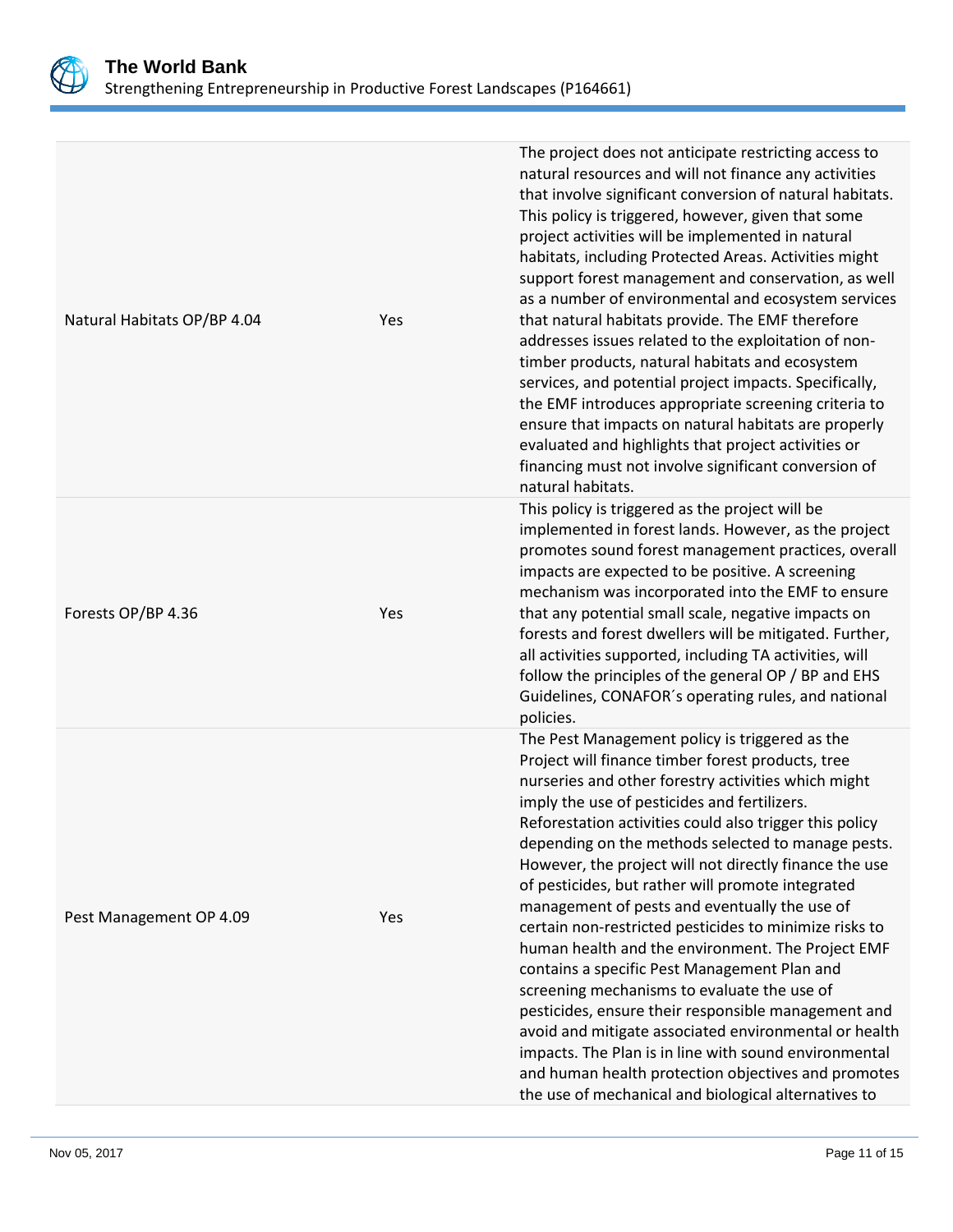| | | |
|---|---|---|
| Natural Habitats OP/BP 4.04 | Yes | The project does not anticipate restricting access to natural resources and will not finance any activities that involve significant conversion of natural habitats. This policy is triggered, however, given that some project activities will be implemented in natural habitats, including Protected Areas. Activities might support forest management and conservation, as well as a number of environmental and ecosystem services that natural habitats provide. The EMF therefore addresses issues related to the exploitation of non-timber products, natural habitats and ecosystem services, and potential project impacts. Specifically, the EMF introduces appropriate screening criteria to ensure that impacts on natural habitats are properly evaluated and highlights that project activities or financing must not involve significant conversion of natural habitats. |
| Forests OP/BP 4.36 | Yes | This policy is triggered as the project will be implemented in forest lands. However, as the project promotes sound forest management practices, overall impacts are expected to be positive. A screening mechanism was incorporated into the EMF to ensure that any potential small scale, negative impacts on forests and forest dwellers will be mitigated. Further, all activities supported, including TA activities, will follow the principles of the general OP / BP and EHS Guidelines, CONAFOR´s operating rules, and national policies. |
| Pest Management OP 4.09 | Yes | The Pest Management policy is triggered as the Project will finance timber forest products, tree nurseries and other forestry activities which might imply the use of pesticides and fertilizers. Reforestation activities could also trigger this policy depending on the methods selected to manage pests. However, the project will not directly finance the use of pesticides, but rather will promote integrated management of pests and eventually the use of certain non-restricted pesticides to minimize risks to human health and the environment. The Project EMF contains a specific Pest Management Plan and screening mechanisms to evaluate the use of pesticides, ensure their responsible management and avoid and mitigate associated environmental or health impacts. The Plan is in line with sound environmental and human health protection objectives and promotes the use of mechanical and biological alternatives to |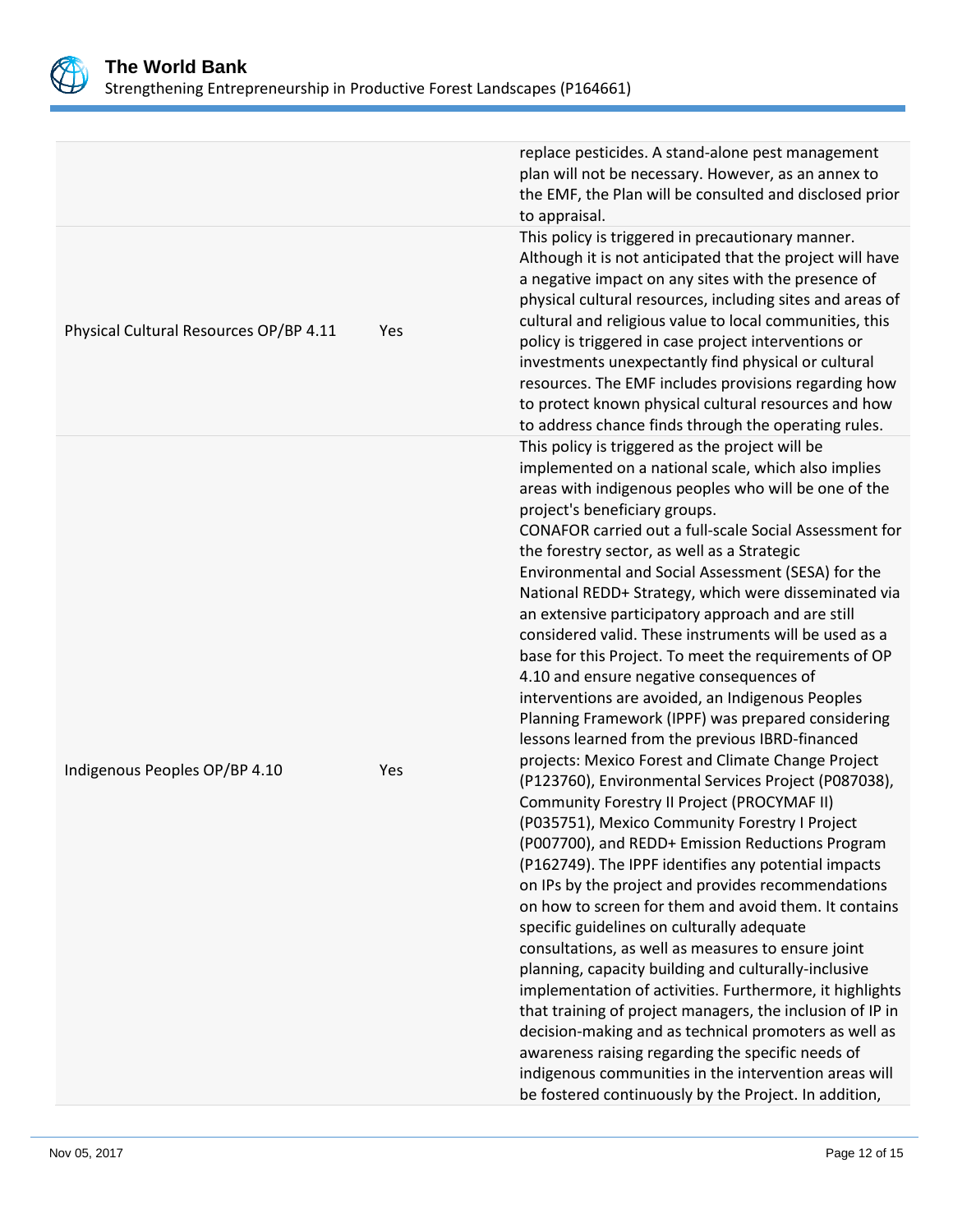| | | |
|---|---|---|
| | | replace pesticides. A stand-alone pest management plan will not be necessary. However, as an annex to the EMF, the Plan will be consulted and disclosed prior to appraisal. |
| Physical Cultural Resources OP/BP 4.11 | Yes | This policy is triggered in precautionary manner. Although it is not anticipated that the project will have a negative impact on any sites with the presence of physical cultural resources, including sites and areas of cultural and religious value to local communities, this policy is triggered in case project interventions or investments unexpectantly find physical or cultural resources. The EMF includes provisions regarding how to protect known physical cultural resources and how to address chance finds through the operating rules. |
| Indigenous Peoples OP/BP 4.10 | Yes | This policy is triggered as the project will be implemented on a national scale, which also implies areas with indigenous peoples who will be one of the project's beneficiary groups.<br>CONAFOR carried out a full-scale Social Assessment for the forestry sector, as well as a Strategic Environmental and Social Assessment (SESA) for the National REDD+ Strategy, which were disseminated via an extensive participatory approach and are still considered valid. These instruments will be used as a base for this Project. To meet the requirements of OP 4.10 and ensure negative consequences of interventions are avoided, an Indigenous Peoples Planning Framework (IPPF) was prepared considering lessons learned from the previous IBRD-financed projects: Mexico Forest and Climate Change Project (P123760), Environmental Services Project (P087038), Community Forestry II Project (PROCYMAF II) (P035751), Mexico Community Forestry I Project (P007700), and REDD+ Emission Reductions Program (P162749). The IPPF identifies any potential impacts on IPs by the project and provides recommendations on how to screen for them and avoid them. It contains specific guidelines on culturally adequate consultations, as well as measures to ensure joint planning, capacity building and culturally-inclusive implementation of activities. Furthermore, it highlights that training of project managers, the inclusion of IP in decision-making and as technical promoters as well as awareness raising regarding the specific needs of indigenous communities in the intervention areas will be fostered continuously by the Project. In addition, |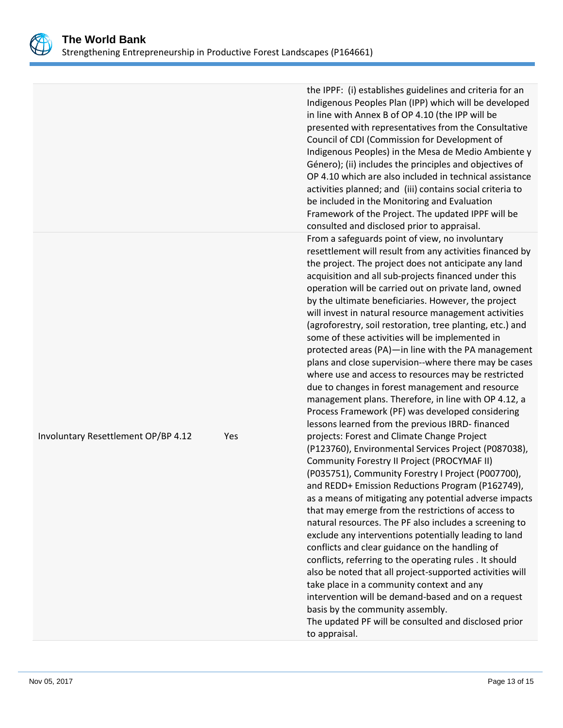| | | |
|---|---|---|
| | | the IPPF: (i) establishes guidelines and criteria for an Indigenous Peoples Plan (IPP) which will be developed in line with Annex B of OP 4.10 (the IPP will be presented with representatives from the Consultative Council of CDI (Commission for Development of Indigenous Peoples) in the Mesa de Medio Ambiente y Género); (ii) includes the principles and objectives of OP 4.10 which are also included in technical assistance activities planned; and (iii) contains social criteria to be included in the Monitoring and Evaluation Framework of the Project. The updated IPPF will be consulted and disclosed prior to appraisal. |
| Involuntary Resettlement OP/BP 4.12 | Yes | From a safeguards point of view, no involuntary resettlement will result from any activities financed by the project. The project does not anticipate any land acquisition and all sub-projects financed under this operation will be carried out on private land, owned by the ultimate beneficiaries. However, the project will invest in natural resource management activities (agroforestry, soil restoration, tree planting, etc.) and some of these activities will be implemented in protected areas (PA)—in line with the PA management plans and close supervision--where there may be cases where use and access to resources may be restricted due to changes in forest management and resource management plans. Therefore, in line with OP 4.12, a Process Framework (PF) was developed considering lessons learned from the previous IBRD- financed projects: Forest and Climate Change Project (P123760), Environmental Services Project (P087038), Community Forestry II Project (PROCYMAF II) (P035751), Community Forestry I Project (P007700), and REDD+ Emission Reductions Program (P162749), as a means of mitigating any potential adverse impacts that may emerge from the restrictions of access to natural resources. The PF also includes a screening to exclude any interventions potentially leading to land conflicts and clear guidance on the handling of conflicts, referring to the operating rules . It should also be noted that all project-supported activities will take place in a community context and any intervention will be demand-based and on a request basis by the community assembly.<br>The updated PF will be consulted and disclosed prior to appraisal. |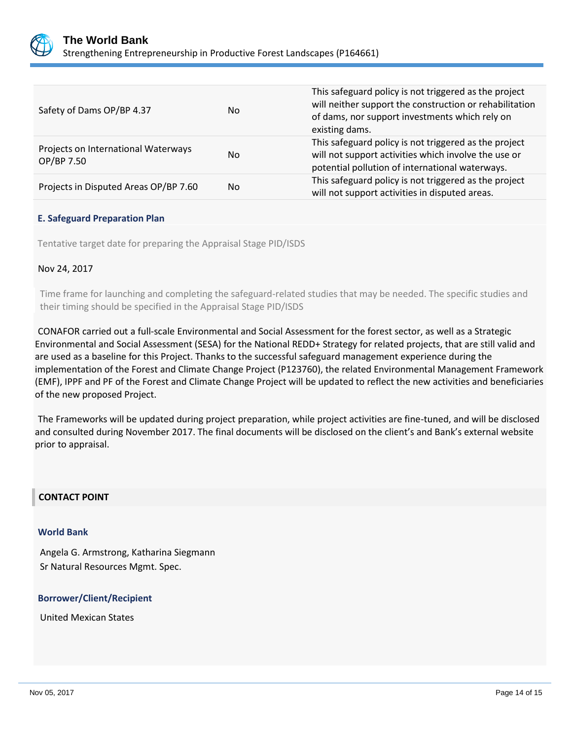| | | |
|---|---|---|
| Safety of Dams OP/BP 4.37 | No | This safeguard policy is not triggered as the project will neither support the construction or rehabilitation of dams, nor support investments which rely on existing dams. |
| Projects on International Waterways OP/BP 7.50 | No | This safeguard policy is not triggered as the project will not support activities which involve the use or potential pollution of international waterways. |
| Projects in Disputed Areas OP/BP 7.60 | No | This safeguard policy is not triggered as the project will not support activities in disputed areas. |

### E. Safeguard Preparation Plan

Tentative target date for preparing the Appraisal Stage PID/ISDS

Nov 24, 2017

Time frame for launching and completing the safeguard-related studies that may be needed. The specific studies and their timing should be specified in the Appraisal Stage PID/ISDS

CONAFOR carried out a full-scale Environmental and Social Assessment for the forest sector, as well as a Strategic Environmental and Social Assessment (SESA) for the National REDD+ Strategy for related projects, that are still valid and are used as a baseline for this Project. Thanks to the successful safeguard management experience during the implementation of the Forest and Climate Change Project (P123760), the related Environmental Management Framework (EMF), IPPF and PF of the Forest and Climate Change Project will be updated to reflect the new activities and beneficiaries of the new proposed Project.

The Frameworks will be updated during project preparation, while project activities are fine-tuned, and will be disclosed and consulted during November 2017. The final documents will be disclosed on the client's and Bank's external website prior to appraisal.

## CONTACT POINT

### World Bank

Angela G. Armstrong, Katharina Siegmann
Sr Natural Resources Mgmt. Spec.

### Borrower/Client/Recipient

United Mexican States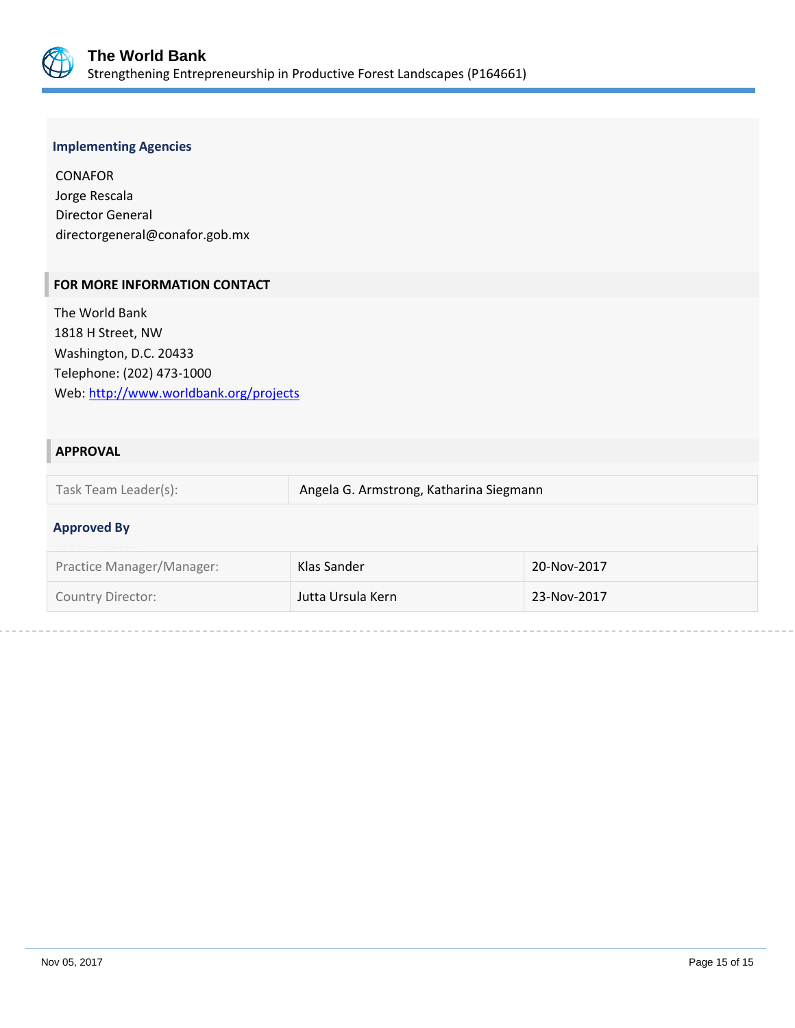### Implementing Agencies

CONAFOR
Jorge Rescala
Director General
directorgeneral@conafor.gob.mx

## FOR MORE INFORMATION CONTACT

The World Bank
1818 H Street, NW
Washington, D.C. 20433
Telephone: (202) 473-1000
Web: http://www.worldbank.org/projects

## APPROVAL

| | |
|---|---|
| Task Team Leader(s): | Angela G. Armstrong, Katharina Siegmann |

### Approved By

| | | |
|---|---|---|
| Practice Manager/Manager: | Klas Sander | 20-Nov-2017 |
| Country Director: | Jutta Ursula Kern | 23-Nov-2017 |